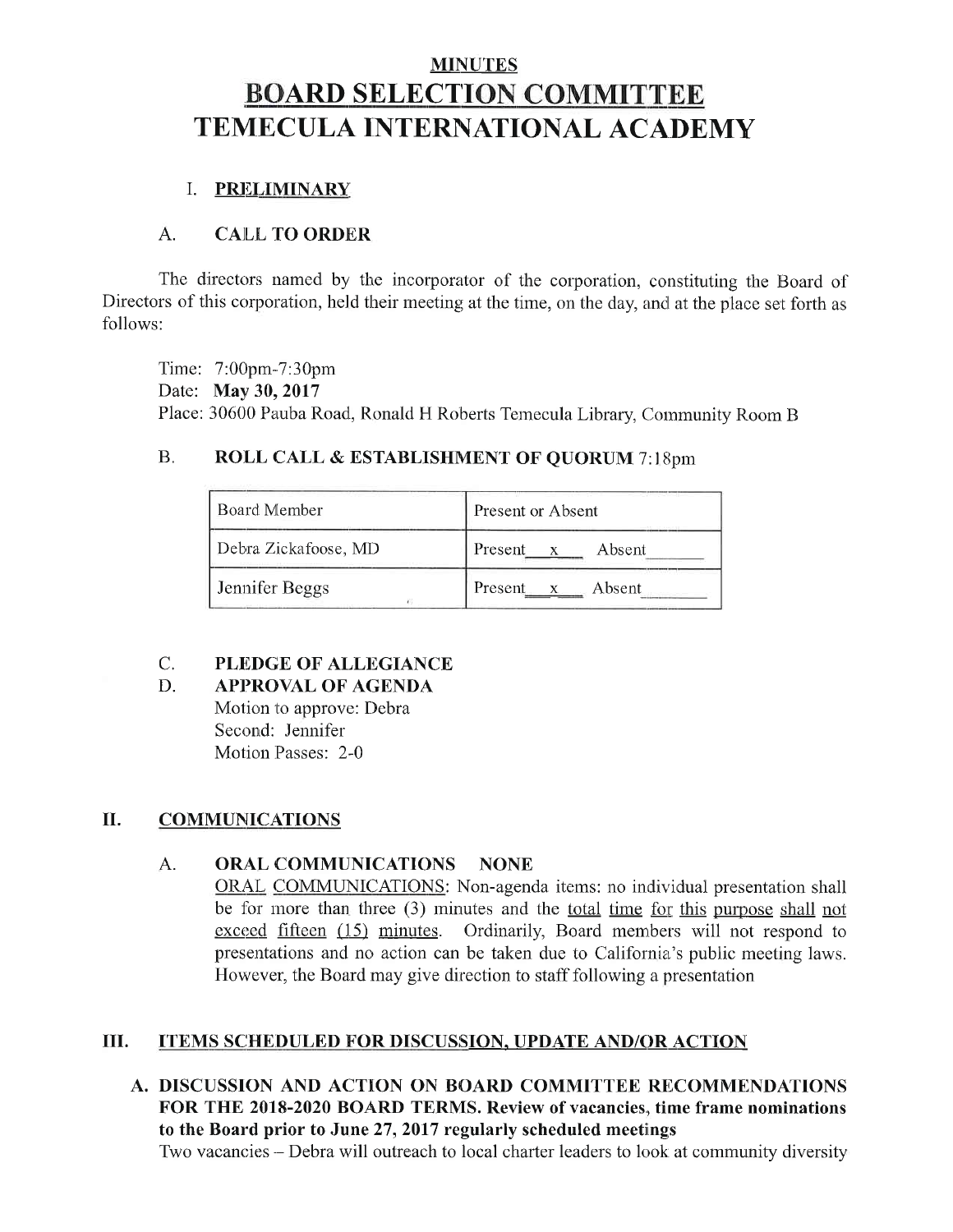**MINUTES**

# BOARD SELECTION COMMITTEE
# TEMECULA INTERNATIONAL ACADEMY

## I. PRELIMINARY

### A. CALL TO ORDER

The directors named by the incorporator of the corporation, constituting the Board of Directors of this corporation, held their meeting at the time, on the day, and at the place set forth as follows:

Time: 7:00pm-7:30pm
Date: **May 30, 2017**
Place: 30600 Pauba Road, Ronald H Roberts Temecula Library, Community Room B

### B. ROLL CALL & ESTABLISHMENT OF QUORUM 7:18pm

| Board Member | Present or Absent |
|---|---|
| Debra Zickafoose, MD | Present x Absent |
| Jennifer Beggs | Present x Absent |

### C. PLEDGE OF ALLEGIANCE

### D. APPROVAL OF AGENDA

Motion to approve: Debra
Second: Jennifer
Motion Passes: 2-0

## II. COMMUNICATIONS

### A. ORAL COMMUNICATIONS NONE

ORAL COMMUNICATIONS: Non-agenda items: no individual presentation shall be for more than three (3) minutes and the total time for this purpose shall not exceed fifteen (15) minutes. Ordinarily, Board members will not respond to presentations and no action can be taken due to California's public meeting laws. However, the Board may give direction to staff following a presentation

## III. ITEMS SCHEDULED FOR DISCUSSION, UPDATE AND/OR ACTION

**A. DISCUSSION AND ACTION ON BOARD COMMITTEE RECOMMENDATIONS FOR THE 2018-2020 BOARD TERMS. Review of vacancies, time frame nominations to the Board prior to June 27, 2017 regularly scheduled meetings**

Two vacancies – Debra will outreach to local charter leaders to look at community diversity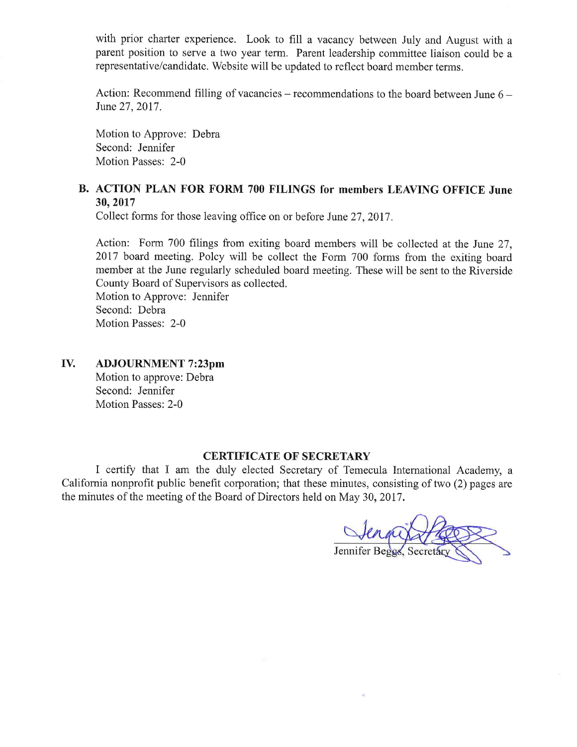with prior charter experience. Look to fill a vacancy between July and August with a parent position to serve a two year term. Parent leadership committee liaison could be a representative/candidate. Website will be updated to reflect board member terms.

Action: Recommend filling of vacancies – recommendations to the board between June 6 – June 27, 2017.

Motion to Approve: Debra
Second: Jennifer
Motion Passes: 2-0

### B. ACTION PLAN FOR FORM 700 FILINGS for members LEAVING OFFICE June 30, 2017

Collect forms for those leaving office on or before June 27, 2017.

Action: Form 700 filings from exiting board members will be collected at the June 27, 2017 board meeting. Polcy will be collect the Form 700 forms from the exiting board member at the June regularly scheduled board meeting. These will be sent to the Riverside County Board of Supervisors as collected.
Motion to Approve: Jennifer
Second: Debra
Motion Passes: 2-0

## IV. ADJOURNMENT 7:23pm

Motion to approve: Debra
Second: Jennifer
Motion Passes: 2-0

### CERTIFICATE OF SECRETARY

I certify that I am the duly elected Secretary of Temecula International Academy, a California nonprofit public benefit corporation; that these minutes, consisting of two (2) pages are the minutes of the meeting of the Board of Directors held on May 30, 2017.

Jennifer Beggs, Secretary